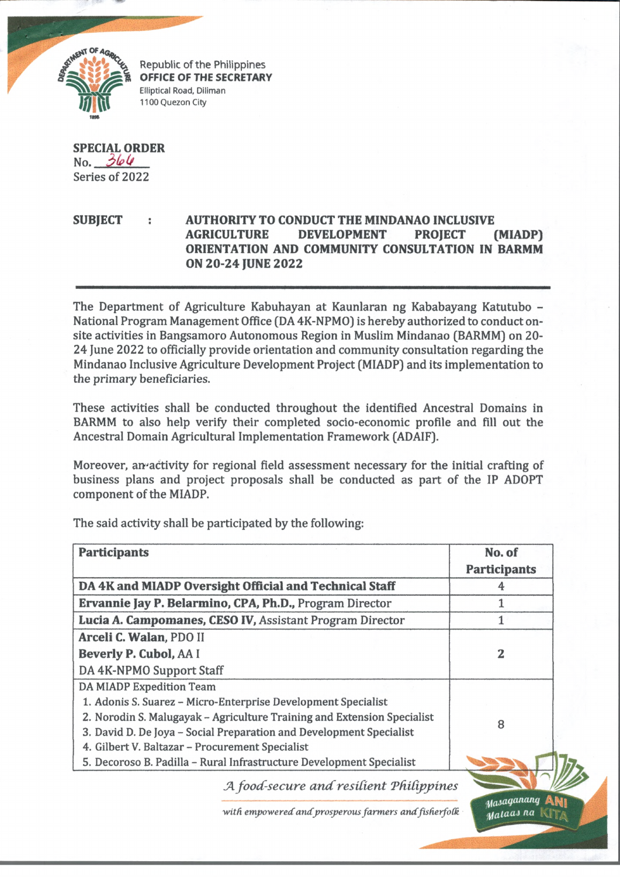Republic of the Philippines
**OFFICE OF THE SECRETARY**
Elliptical Road, Diliman
1100 Quezon City

**SPECIAL ORDER**
No. 364
Series of 2022

**SUBJECT : AUTHORITY TO CONDUCT THE MINDANAO INCLUSIVE AGRICULTURE DEVELOPMENT PROJECT (MIADP) ORIENTATION AND COMMUNITY CONSULTATION IN BARMM ON 20-24 JUNE 2022**

---

The Department of Agriculture Kabuhayan at Kaunlaran ng Kababayang Katutubo – National Program Management Office (DA 4K-NPMO) is hereby authorized to conduct on-site activities in Bangsamoro Autonomous Region in Muslim Mindanao (BARMM) on 20-24 June 2022 to officially provide orientation and community consultation regarding the Mindanao Inclusive Agriculture Development Project (MIADP) and its implementation to the primary beneficiaries.

These activities shall be conducted throughout the identified Ancestral Domains in BARMM to also help verify their completed socio-economic profile and fill out the Ancestral Domain Agricultural Implementation Framework (ADAIF).

Moreover, an activity for regional field assessment necessary for the initial crafting of business plans and project proposals shall be conducted as part of the IP ADOPT component of the MIADP.

The said activity shall be participated by the following:

| Participants | No. of Participants |
|---|---|
| **DA 4K and MIADP Oversight Official and Technical Staff** | 4 |
| **Ervannie Jay P. Belarmino, CPA, Ph.D.,** Program Director | 1 |
| **Lucia A. Campomanes, CESO IV,** Assistant Program Director | 1 |
| **Arceli C. Walan,** PDO II<br>**Beverly P. Cubol,** AA I<br>DA 4K-NPMO Support Staff | **2** |
| DA MIADP Expedition Team<br>1. Adonis S. Suarez – Micro-Enterprise Development Specialist<br>2. Norodin S. Malugayak – Agriculture Training and Extension Specialist<br>3. David D. De Joya – Social Preparation and Development Specialist<br>4. Gilbert V. Baltazar – Procurement Specialist<br>5. Decoroso B. Padilla – Rural Infrastructure Development Specialist | 8 |

*A food-secure and resilient Philippines with empowered and prosperous farmers and fisherfolk*

Masaganang ANI Mataas na KITA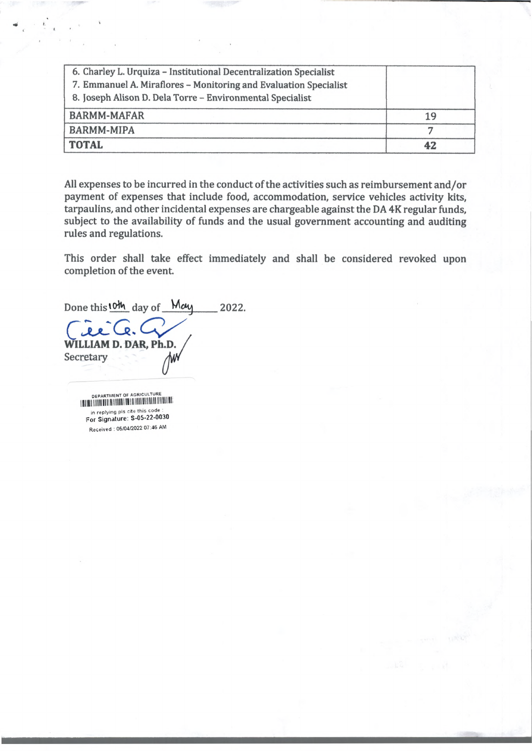| | |
|---|---|
| 6. Charley L. Urquiza – Institutional Decentralization Specialist<br>7. Emmanuel A. Miraflores – Monitoring and Evaluation Specialist<br>8. Joseph Alison D. Dela Torre – Environmental Specialist | |
| BARMM-MAFAR | 19 |
| BARMM-MIPA | 7 |
| **TOTAL** | **42** |

All expenses to be incurred in the conduct of the activities such as reimbursement and/or payment of expenses that include food, accommodation, service vehicles activity kits, tarpaulins, and other incidental expenses are chargeable against the DA 4K regular funds, subject to the availability of funds and the usual government accounting and auditing rules and regulations.

This order shall take effect immediately and shall be considered revoked upon completion of the event.

Done this 10th day of May 2022.

**WILLIAM D. DAR, Ph.D.**
Secretary

DEPARTMENT OF AGRICULTURE
in replying pls cite this code :
For Signature: S-05-22-0030
Received : 05/04/2022 07:46 AM